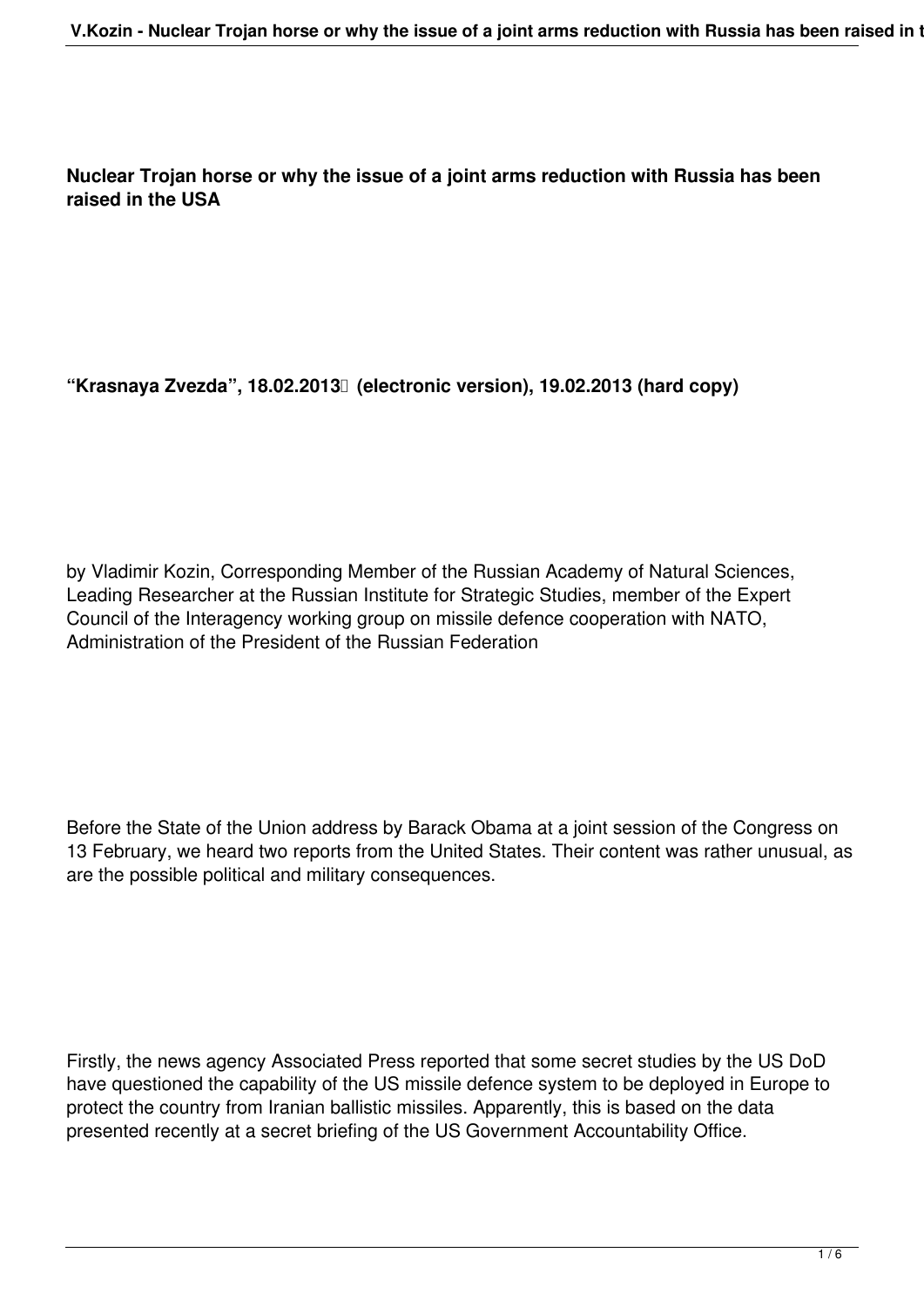# Nuclear Trojan horse or why the issue of a joint arms reduction with Russia has been raised in the USA

**“Krasnaya Zvezda”, 18.02.2013 (electronic version), 19.02.2013 (hard copy)**

by Vladimir Kozin, Corresponding Member of the Russian Academy of Natural Sciences, Leading Researcher at the Russian Institute for Strategic Studies, member of the Expert Council of the Interagency working group on missile defence cooperation with NATO, Administration of the President of the Russian Federation

Before the State of the Union address by Barack Obama at a joint session of the Congress on 13 February, we heard two reports from the United States. Their content was rather unusual, as are the possible political and military consequences.

Firstly, the news agency Associated Press reported that some secret studies by the US DoD have questioned the capability of the US missile defence system to be deployed in Europe to protect the country from Iranian ballistic missiles. Apparently, this is based on the data presented recently at a secret briefing of the US Government Accountability Office.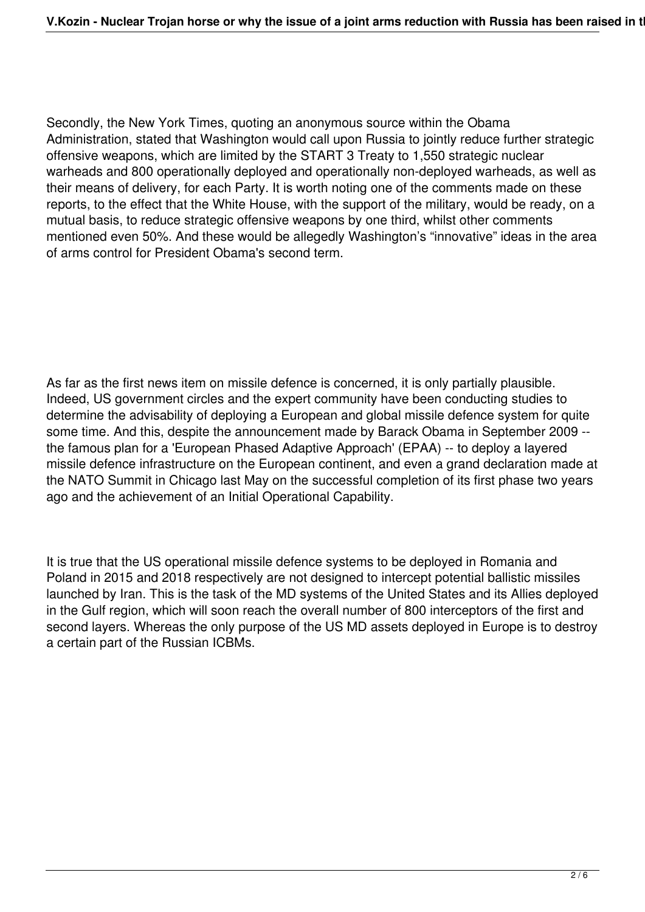Secondly, the New York Times, quoting an anonymous source within the Obama Administration, stated that Washington would call upon Russia to jointly reduce further strategic offensive weapons, which are limited by the START 3 Treaty to 1,550 strategic nuclear warheads and 800 operationally deployed and operationally non-deployed warheads, as well as their means of delivery, for each Party. It is worth noting one of the comments made on these reports, to the effect that the White House, with the support of the military, would be ready, on a mutual basis, to reduce strategic offensive weapons by one third, whilst other comments mentioned even 50%. And these would be allegedly Washington's "innovative" ideas in the area of arms control for President Obama's second term.

As far as the first news item on missile defence is concerned, it is only partially plausible. Indeed, US government circles and the expert community have been conducting studies to determine the advisability of deploying a European and global missile defence system for quite some time. And this, despite the announcement made by Barack Obama in September 2009 -- the famous plan for a 'European Phased Adaptive Approach' (EPAA) -- to deploy a layered missile defence infrastructure on the European continent, and even a grand declaration made at the NATO Summit in Chicago last May on the successful completion of its first phase two years ago and the achievement of an Initial Operational Capability.

It is true that the US operational missile defence systems to be deployed in Romania and Poland in 2015 and 2018 respectively are not designed to intercept potential ballistic missiles launched by Iran. This is the task of the MD systems of the United States and its Allies deployed in the Gulf region, which will soon reach the overall number of 800 interceptors of the first and second layers. Whereas the only purpose of the US MD assets deployed in Europe is to destroy a certain part of the Russian ICBMs.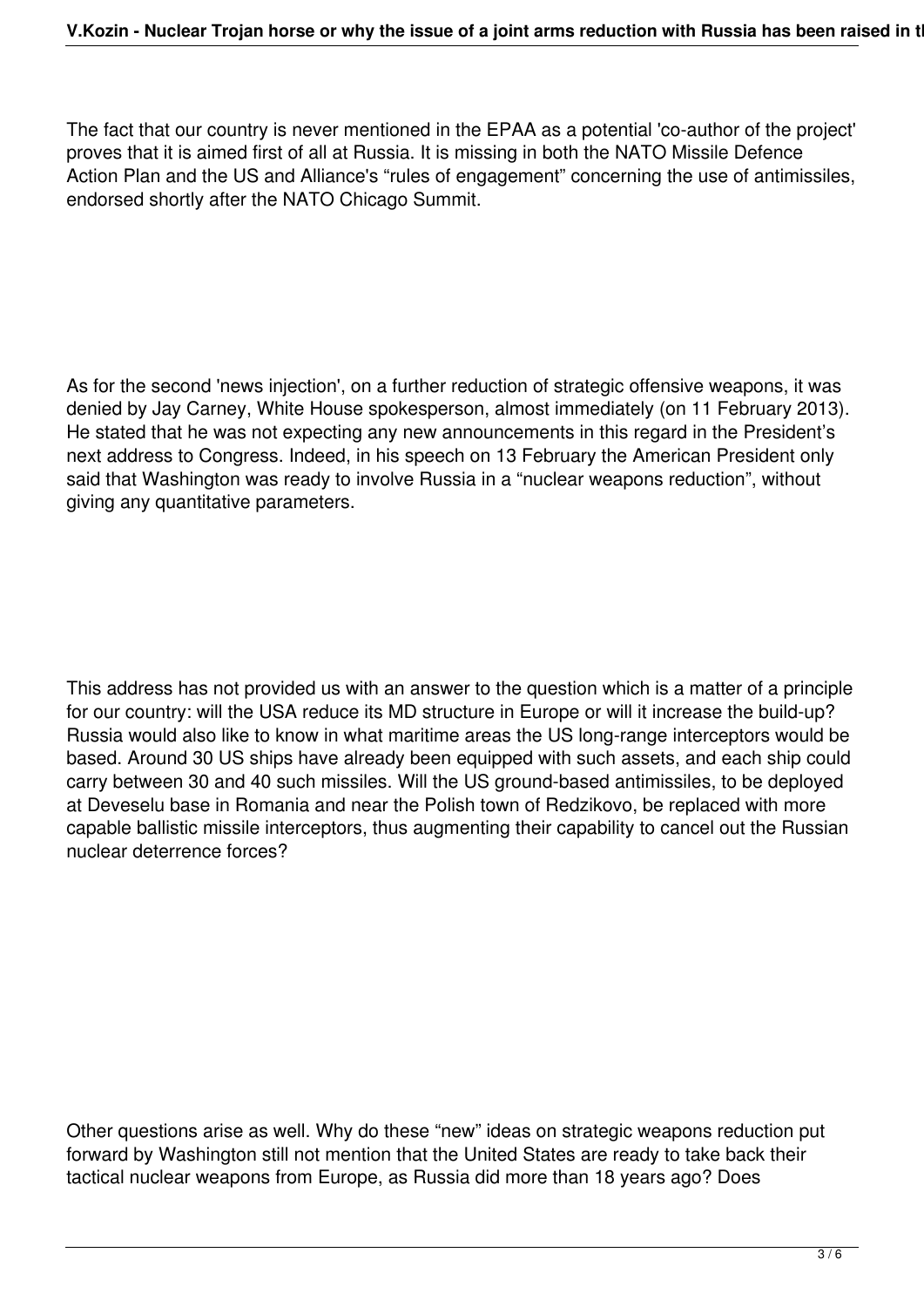The fact that our country is never mentioned in the EPAA as a potential 'co-author of the project' proves that it is aimed first of all at Russia. It is missing in both the NATO Missile Defence Action Plan and the US and Alliance's “rules of engagement” concerning the use of antimissiles, endorsed shortly after the NATO Chicago Summit.

As for the second 'news injection', on a further reduction of strategic offensive weapons, it was denied by Jay Carney, White House spokesperson, almost immediately (on 11 February 2013). He stated that he was not expecting any new announcements in this regard in the President’s next address to Congress. Indeed, in his speech on 13 February the American President only said that Washington was ready to involve Russia in a “nuclear weapons reduction”, without giving any quantitative parameters.

This address has not provided us with an answer to the question which is a matter of a principle for our country: will the USA reduce its MD structure in Europe or will it increase the build-up? Russia would also like to know in what maritime areas the US long-range interceptors would be based. Around 30 US ships have already been equipped with such assets, and each ship could carry between 30 and 40 such missiles. Will the US ground-based antimissiles, to be deployed at Deveselu base in Romania and near the Polish town of Redzikovo, be replaced with more capable ballistic missile interceptors, thus augmenting their capability to cancel out the Russian nuclear deterrence forces?

Other questions arise as well. Why do these “new” ideas on strategic weapons reduction put forward by Washington still not mention that the United States are ready to take back their tactical nuclear weapons from Europe, as Russia did more than 18 years ago? Does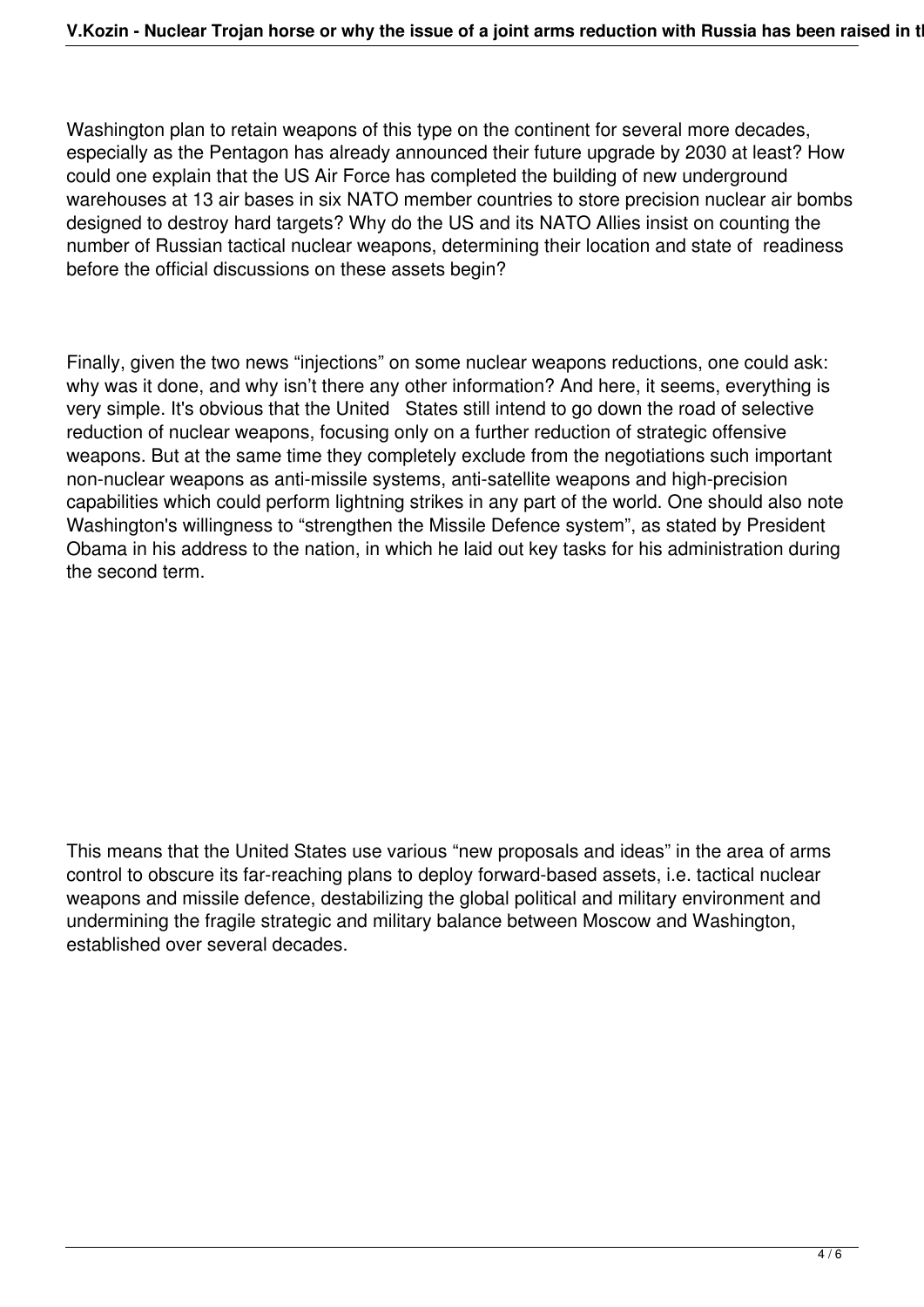Washington plan to retain weapons of this type on the continent for several more decades, especially as the Pentagon has already announced their future upgrade by 2030 at least? How could one explain that the US Air Force has completed the building of new underground warehouses at 13 air bases in six NATO member countries to store precision nuclear air bombs designed to destroy hard targets? Why do the US and its NATO Allies insist on counting the number of Russian tactical nuclear weapons, determining their location and state of readiness before the official discussions on these assets begin?

Finally, given the two news “injections” on some nuclear weapons reductions, one could ask: why was it done, and why isn’t there any other information? And here, it seems, everything is very simple. It's obvious that the United States still intend to go down the road of selective reduction of nuclear weapons, focusing only on a further reduction of strategic offensive weapons. But at the same time they completely exclude from the negotiations such important non-nuclear weapons as anti-missile systems, anti-satellite weapons and high-precision capabilities which could perform lightning strikes in any part of the world. One should also note Washington's willingness to “strengthen the Missile Defence system”, as stated by President Obama in his address to the nation, in which he laid out key tasks for his administration during the second term.

This means that the United States use various “new proposals and ideas” in the area of arms control to obscure its far-reaching plans to deploy forward-based assets, i.e. tactical nuclear weapons and missile defence, destabilizing the global political and military environment and undermining the fragile strategic and military balance between Moscow and Washington, established over several decades.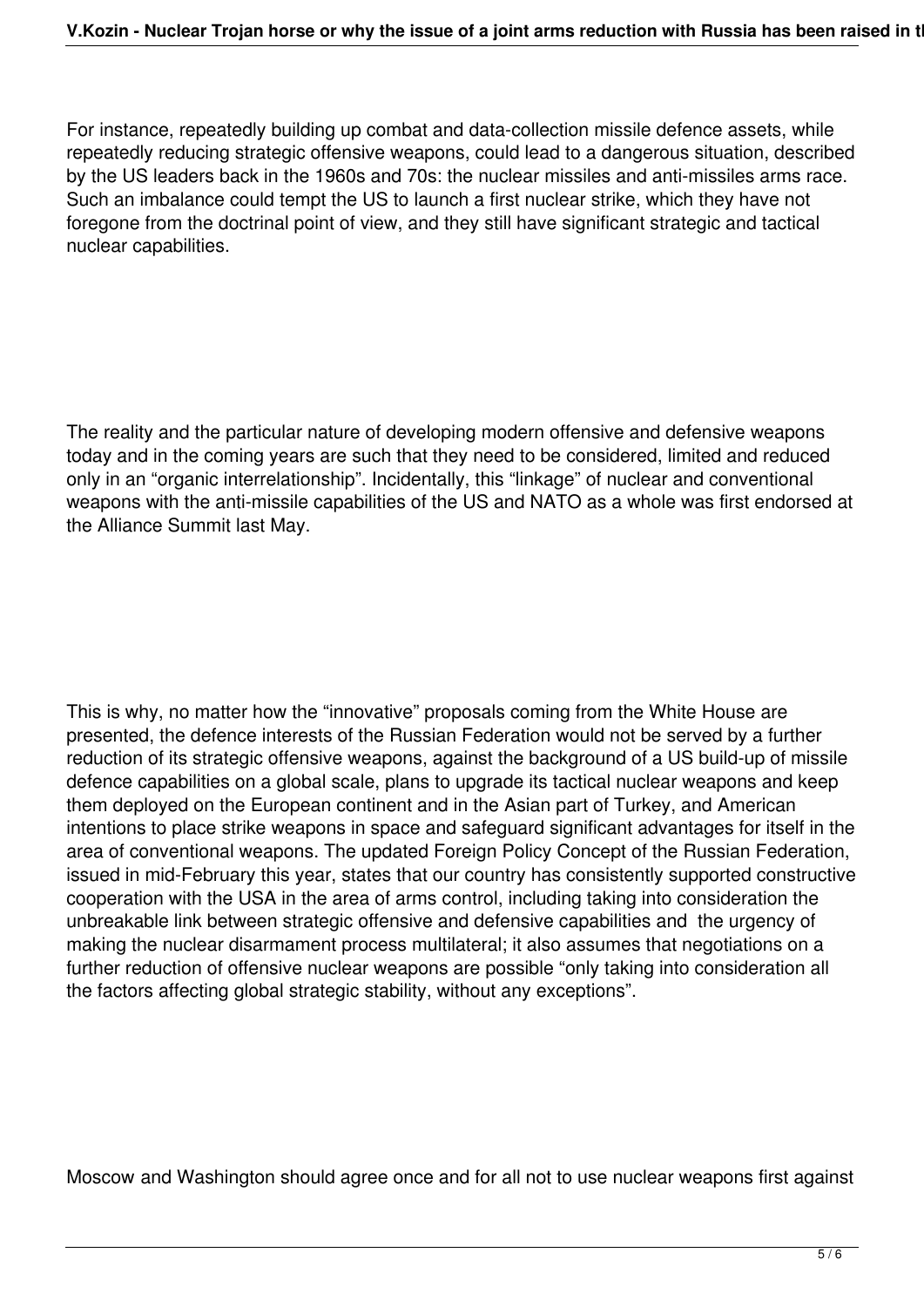For instance, repeatedly building up combat and data-collection missile defence assets, while repeatedly reducing strategic offensive weapons, could lead to a dangerous situation, described by the US leaders back in the 1960s and 70s: the nuclear missiles and anti-missiles arms race. Such an imbalance could tempt the US to launch a first nuclear strike, which they have not foregone from the doctrinal point of view, and they still have significant strategic and tactical nuclear capabilities.

The reality and the particular nature of developing modern offensive and defensive weapons today and in the coming years are such that they need to be considered, limited and reduced only in an "organic interrelationship". Incidentally, this "linkage" of nuclear and conventional weapons with the anti-missile capabilities of the US and NATO as a whole was first endorsed at the Alliance Summit last May.

This is why, no matter how the "innovative" proposals coming from the White House are presented, the defence interests of the Russian Federation would not be served by a further reduction of its strategic offensive weapons, against the background of a US build-up of missile defence capabilities on a global scale, plans to upgrade its tactical nuclear weapons and keep them deployed on the European continent and in the Asian part of Turkey, and American intentions to place strike weapons in space and safeguard significant advantages for itself in the area of conventional weapons. The updated Foreign Policy Concept of the Russian Federation, issued in mid-February this year, states that our country has consistently supported constructive cooperation with the USA in the area of arms control, including taking into consideration the unbreakable link between strategic offensive and defensive capabilities and the urgency of making the nuclear disarmament process multilateral; it also assumes that negotiations on a further reduction of offensive nuclear weapons are possible "only taking into consideration all the factors affecting global strategic stability, without any exceptions".

Moscow and Washington should agree once and for all not to use nuclear weapons first against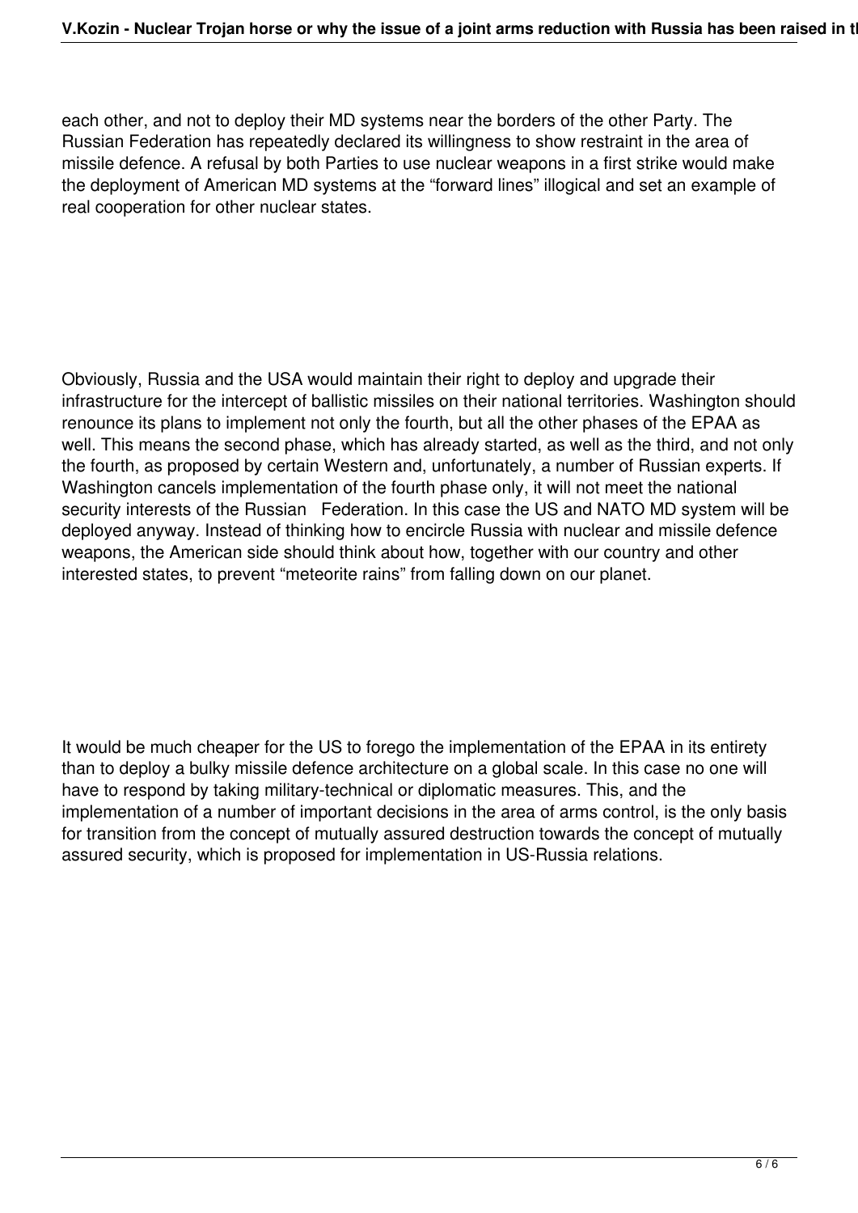each other, and not to deploy their MD systems near the borders of the other Party. The Russian Federation has repeatedly declared its willingness to show restraint in the area of missile defence. A refusal by both Parties to use nuclear weapons in a first strike would make the deployment of American MD systems at the "forward lines" illogical and set an example of real cooperation for other nuclear states.

Obviously, Russia and the USA would maintain their right to deploy and upgrade their infrastructure for the intercept of ballistic missiles on their national territories. Washington should renounce its plans to implement not only the fourth, but all the other phases of the EPAA as well. This means the second phase, which has already started, as well as the third, and not only the fourth, as proposed by certain Western and, unfortunately, a number of Russian experts. If Washington cancels implementation of the fourth phase only, it will not meet the national security interests of the Russian Federation. In this case the US and NATO MD system will be deployed anyway. Instead of thinking how to encircle Russia with nuclear and missile defence weapons, the American side should think about how, together with our country and other interested states, to prevent "meteorite rains" from falling down on our planet.

It would be much cheaper for the US to forego the implementation of the EPAA in its entirety than to deploy a bulky missile defence architecture on a global scale. In this case no one will have to respond by taking military-technical or diplomatic measures. This, and the implementation of a number of important decisions in the area of arms control, is the only basis for transition from the concept of mutually assured destruction towards the concept of mutually assured security, which is proposed for implementation in US-Russia relations.